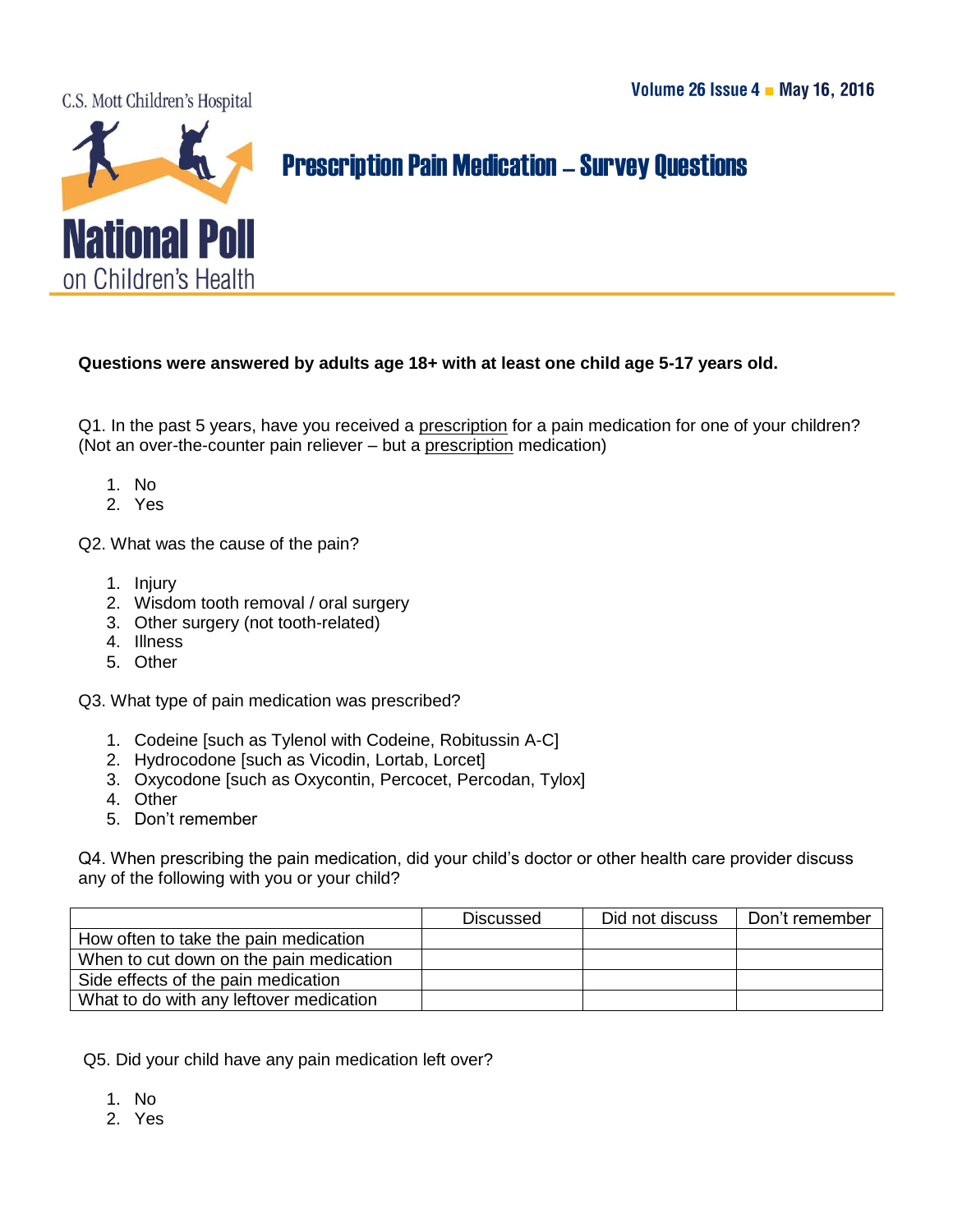C.S. Mott Children's Hospital

**National Poll** on Children's Health

Volume 26 Issue 4 ■ May 16, 2016

# Prescription Pain Medication – Survey Questions

**Questions were answered by adults age 18+ with at least one child age 5-17 years old.**

Q1. In the past 5 years, have you received a prescription for a pain medication for one of your children? (Not an over-the-counter pain reliever – but a prescription medication)

1. No
2. Yes

Q2. What was the cause of the pain?

1. Injury
2. Wisdom tooth removal / oral surgery
3. Other surgery (not tooth-related)
4. Illness
5. Other

Q3. What type of pain medication was prescribed?

1. Codeine [such as Tylenol with Codeine, Robitussin A-C]
2. Hydrocodone [such as Vicodin, Lortab, Lorcet]
3. Oxycodone [such as Oxycontin, Percocet, Percodan, Tylox]
4. Other
5. Don't remember

Q4. When prescribing the pain medication, did your child's doctor or other health care provider discuss any of the following with you or your child?

| | Discussed | Did not discuss | Don't remember |
|---|---|---|---|
| How often to take the pain medication | | | |
| When to cut down on the pain medication | | | |
| Side effects of the pain medication | | | |
| What to do with any leftover medication | | | |

Q5. Did your child have any pain medication left over?

1. No
2. Yes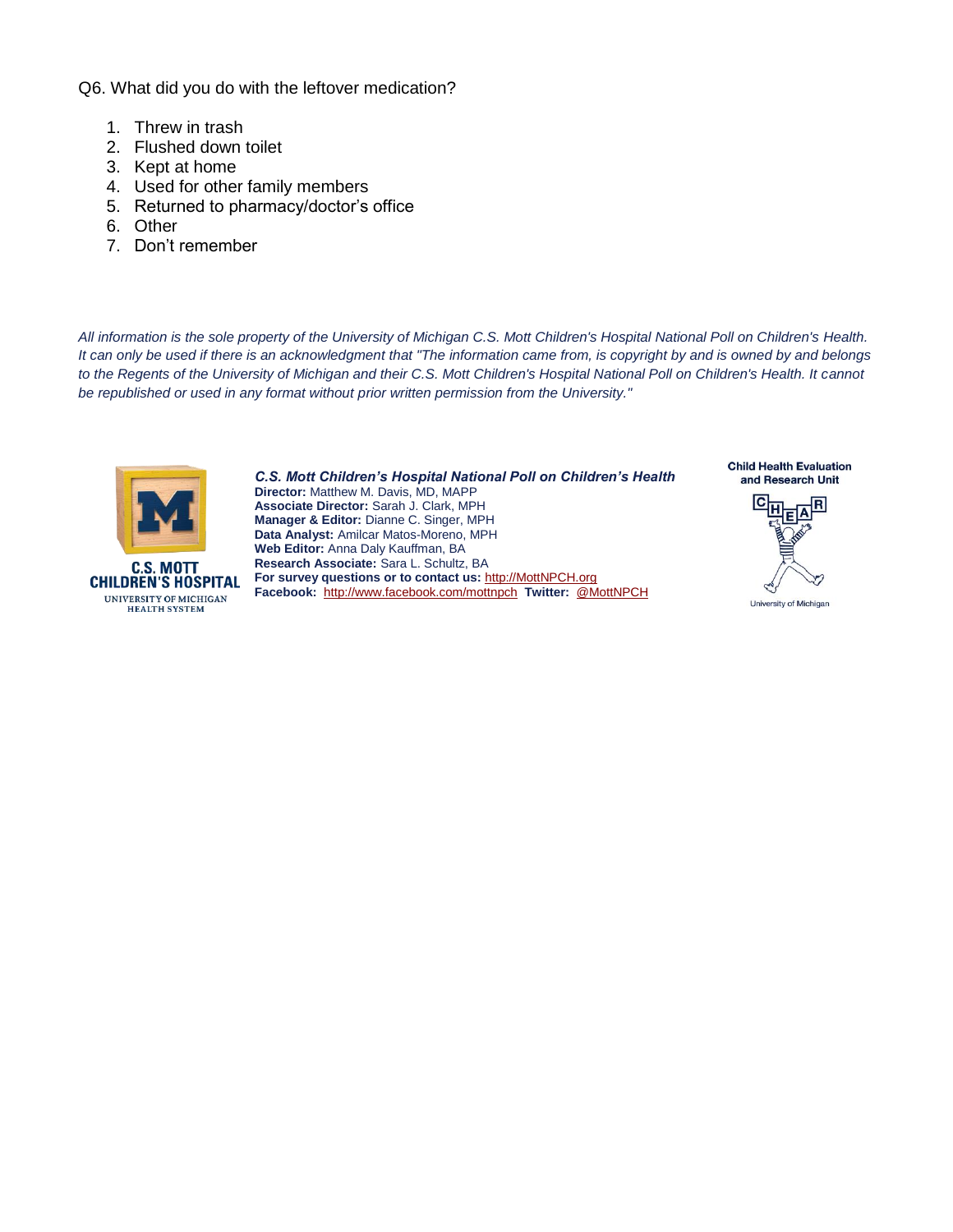Q6. What did you do with the leftover medication?

1. Threw in trash
2. Flushed down toilet
3. Kept at home
4. Used for other family members
5. Returned to pharmacy/doctor's office
6. Other
7. Don't remember

*All information is the sole property of the University of Michigan C.S. Mott Children's Hospital National Poll on Children's Health. It can only be used if there is an acknowledgment that "The information came from, is copyright by and is owned by and belongs to the Regents of the University of Michigan and their C.S. Mott Children's Hospital National Poll on Children's Health. It cannot be republished or used in any format without prior written permission from the University."*

C.S. MOTT CHILDREN'S HOSPITAL
UNIVERSITY OF MICHIGAN HEALTH SYSTEM

***C.S. Mott Children's Hospital National Poll on Children's Health***
**Director:** Matthew M. Davis, MD, MAPP
**Associate Director:** Sarah J. Clark, MPH
**Manager & Editor:** Dianne C. Singer, MPH
**Data Analyst:** Amilcar Matos-Moreno, MPH
**Web Editor:** Anna Daly Kauffman, BA
**Research Associate:** Sara L. Schultz, BA
**For survey questions or to contact us:** http://MottNPCH.org
**Facebook:** http://www.facebook.com/mottnpch **Twitter:** @MottNPCH

**Child Health Evaluation and Research Unit**
CHEAR
University of Michigan